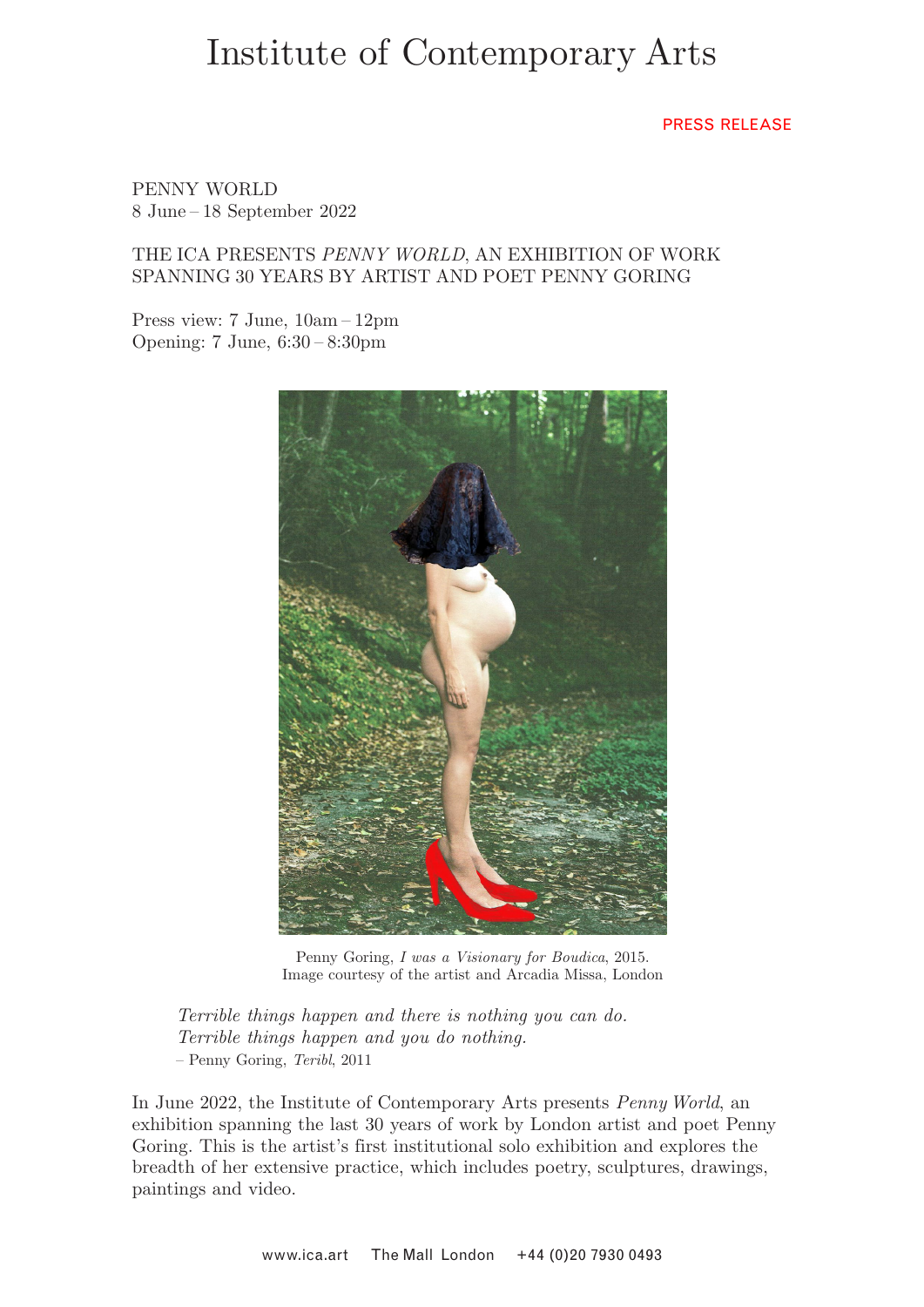# Institute of Contemporary Arts

PRESS RELEASE

PENNY WORLD
8 June – 18 September 2022

THE ICA PRESENTS *PENNY WORLD*, AN EXHIBITION OF WORK SPANNING 30 YEARS BY ARTIST AND POET PENNY GORING

Press view: 7 June, 10am – 12pm
Opening: 7 June, 6:30 – 8:30pm

Penny Goring, *I was a Visionary for Boudica*, 2015.
Image courtesy of the artist and Arcadia Missa, London

> *Terrible things happen and there is nothing you can do.*
> *Terrible things happen and you do nothing.*
> – Penny Goring, *Teribl*, 2011

In June 2022, the Institute of Contemporary Arts presents *Penny World*, an exhibition spanning the last 30 years of work by London artist and poet Penny Goring. This is the artist's first institutional solo exhibition and explores the breadth of her extensive practice, which includes poetry, sculptures, drawings, paintings and video.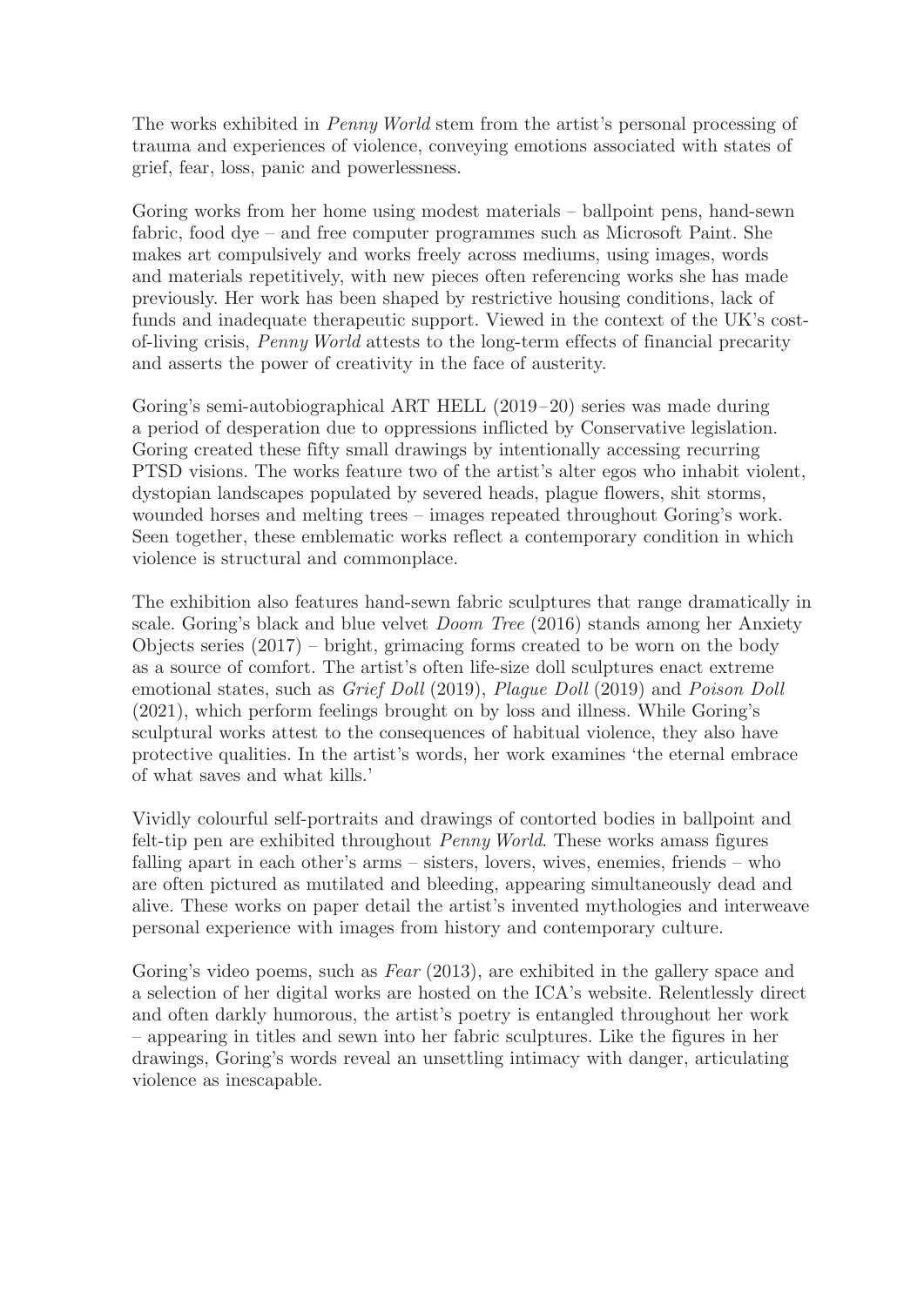The works exhibited in *Penny World* stem from the artist's personal processing of trauma and experiences of violence, conveying emotions associated with states of grief, fear, loss, panic and powerlessness.

Goring works from her home using modest materials – ballpoint pens, hand-sewn fabric, food dye – and free computer programmes such as Microsoft Paint. She makes art compulsively and works freely across mediums, using images, words and materials repetitively, with new pieces often referencing works she has made previously. Her work has been shaped by restrictive housing conditions, lack of funds and inadequate therapeutic support. Viewed in the context of the UK's cost-of-living crisis, *Penny World* attests to the long-term effects of financial precarity and asserts the power of creativity in the face of austerity.

Goring's semi-autobiographical ART HELL (2019–20) series was made during a period of desperation due to oppressions inflicted by Conservative legislation. Goring created these fifty small drawings by intentionally accessing recurring PTSD visions. The works feature two of the artist's alter egos who inhabit violent, dystopian landscapes populated by severed heads, plague flowers, shit storms, wounded horses and melting trees – images repeated throughout Goring's work. Seen together, these emblematic works reflect a contemporary condition in which violence is structural and commonplace.

The exhibition also features hand-sewn fabric sculptures that range dramatically in scale. Goring's black and blue velvet *Doom Tree* (2016) stands among her Anxiety Objects series (2017) – bright, grimacing forms created to be worn on the body as a source of comfort. The artist's often life-size doll sculptures enact extreme emotional states, such as *Grief Doll* (2019), *Plague Doll* (2019) and *Poison Doll* (2021), which perform feelings brought on by loss and illness. While Goring's sculptural works attest to the consequences of habitual violence, they also have protective qualities. In the artist's words, her work examines 'the eternal embrace of what saves and what kills.'

Vividly colourful self-portraits and drawings of contorted bodies in ballpoint and felt-tip pen are exhibited throughout *Penny World*. These works amass figures falling apart in each other's arms – sisters, lovers, wives, enemies, friends – who are often pictured as mutilated and bleeding, appearing simultaneously dead and alive. These works on paper detail the artist's invented mythologies and interweave personal experience with images from history and contemporary culture.

Goring's video poems, such as *Fear* (2013), are exhibited in the gallery space and a selection of her digital works are hosted on the ICA's website. Relentlessly direct and often darkly humorous, the artist's poetry is entangled throughout her work – appearing in titles and sewn into her fabric sculptures. Like the figures in her drawings, Goring's words reveal an unsettling intimacy with danger, articulating violence as inescapable.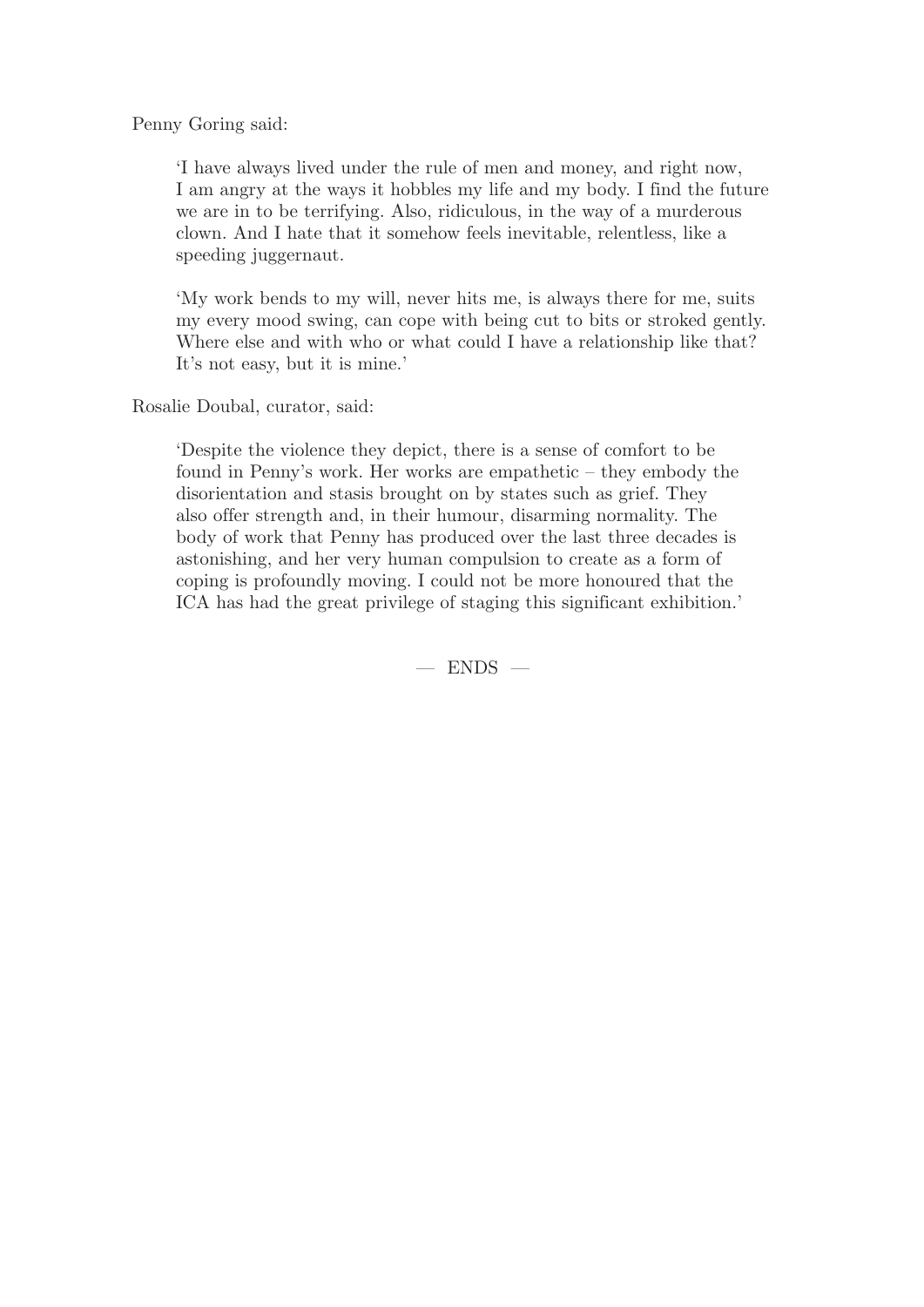Penny Goring said:

> 'I have always lived under the rule of men and money, and right now, I am angry at the ways it hobbles my life and my body. I find the future we are in to be terrifying. Also, ridiculous, in the way of a murderous clown. And I hate that it somehow feels inevitable, relentless, like a speeding juggernaut.
>
> 'My work bends to my will, never hits me, is always there for me, suits my every mood swing, can cope with being cut to bits or stroked gently. Where else and with who or what could I have a relationship like that? It's not easy, but it is mine.'

Rosalie Doubal, curator, said:

> 'Despite the violence they depict, there is a sense of comfort to be found in Penny's work. Her works are empathetic – they embody the disorientation and stasis brought on by states such as grief. They also offer strength and, in their humour, disarming normality. The body of work that Penny has produced over the last three decades is astonishing, and her very human compulsion to create as a form of coping is profoundly moving. I could not be more honoured that the ICA has had the great privilege of staging this significant exhibition.'

— ENDS —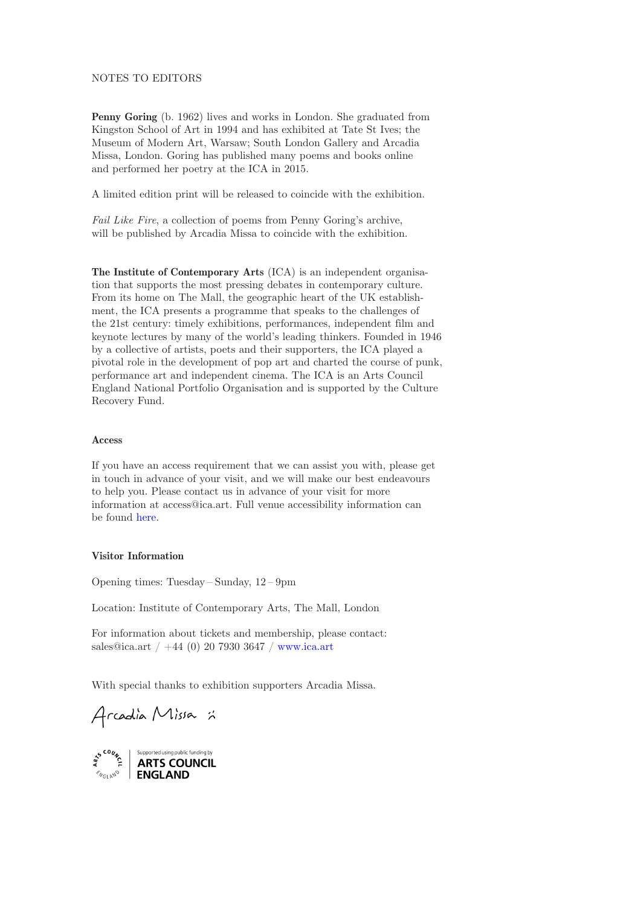NOTES TO EDITORS

**Penny Goring** (b. 1962) lives and works in London. She graduated from Kingston School of Art in 1994 and has exhibited at Tate St Ives; the Museum of Modern Art, Warsaw; South London Gallery and Arcadia Missa, London. Goring has published many poems and books online and performed her poetry at the ICA in 2015.

A limited edition print will be released to coincide with the exhibition.

*Fail Like Fire*, a collection of poems from Penny Goring's archive, will be published by Arcadia Missa to coincide with the exhibition.

**The Institute of Contemporary Arts** (ICA) is an independent organisation that supports the most pressing debates in contemporary culture. From its home on The Mall, the geographic heart of the UK establishment, the ICA presents a programme that speaks to the challenges of the 21st century: timely exhibitions, performances, independent film and keynote lectures by many of the world's leading thinkers. Founded in 1946 by a collective of artists, poets and their supporters, the ICA played a pivotal role in the development of pop art and charted the course of punk, performance art and independent cinema. The ICA is an Arts Council England National Portfolio Organisation and is supported by the Culture Recovery Fund.

**Access**

If you have an access requirement that we can assist you with, please get in touch in advance of your visit, and we will make our best endeavours to help you. Please contact us in advance of your visit for more information at access@ica.art. Full venue accessibility information can be found here.

**Visitor Information**

Opening times: Tuesday – Sunday, 12 – 9pm

Location: Institute of Contemporary Arts, The Mall, London

For information about tickets and membership, please contact: sales@ica.art / +44 (0) 20 7930 3647 / www.ica.art

With special thanks to exhibition supporters Arcadia Missa.

Arcadia Missa

Supported using public funding by ARTS COUNCIL ENGLAND